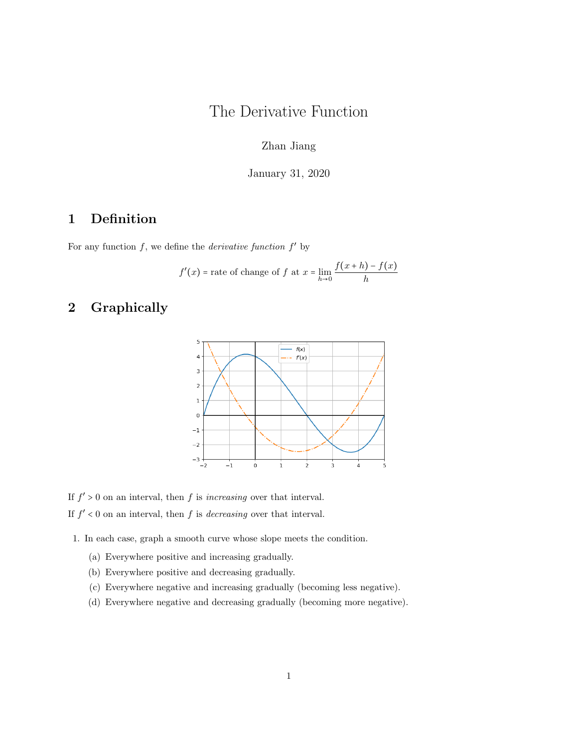# The Derivative Function

Zhan Jiang

January 31, 2020

## 1 Definition

For any function $f$, we define the *derivative function* $f'$ by

$$f'(x) = \text{rate of change of } f \text{ at } x = \lim_{h \to 0} \frac{f(x+h) - f(x)}{h}$$

## 2 Graphically

If $f' > 0$ on an interval, then $f$ is *increasing* over that interval.

If $f' < 0$ on an interval, then $f$ is *decreasing* over that interval.

1. In each case, graph a smooth curve whose slope meets the condition.
   (a) Everywhere positive and increasing gradually.
   (b) Everywhere positive and decreasing gradually.
   (c) Everywhere negative and increasing gradually (becoming less negative).
   (d) Everywhere negative and decreasing gradually (becoming more negative).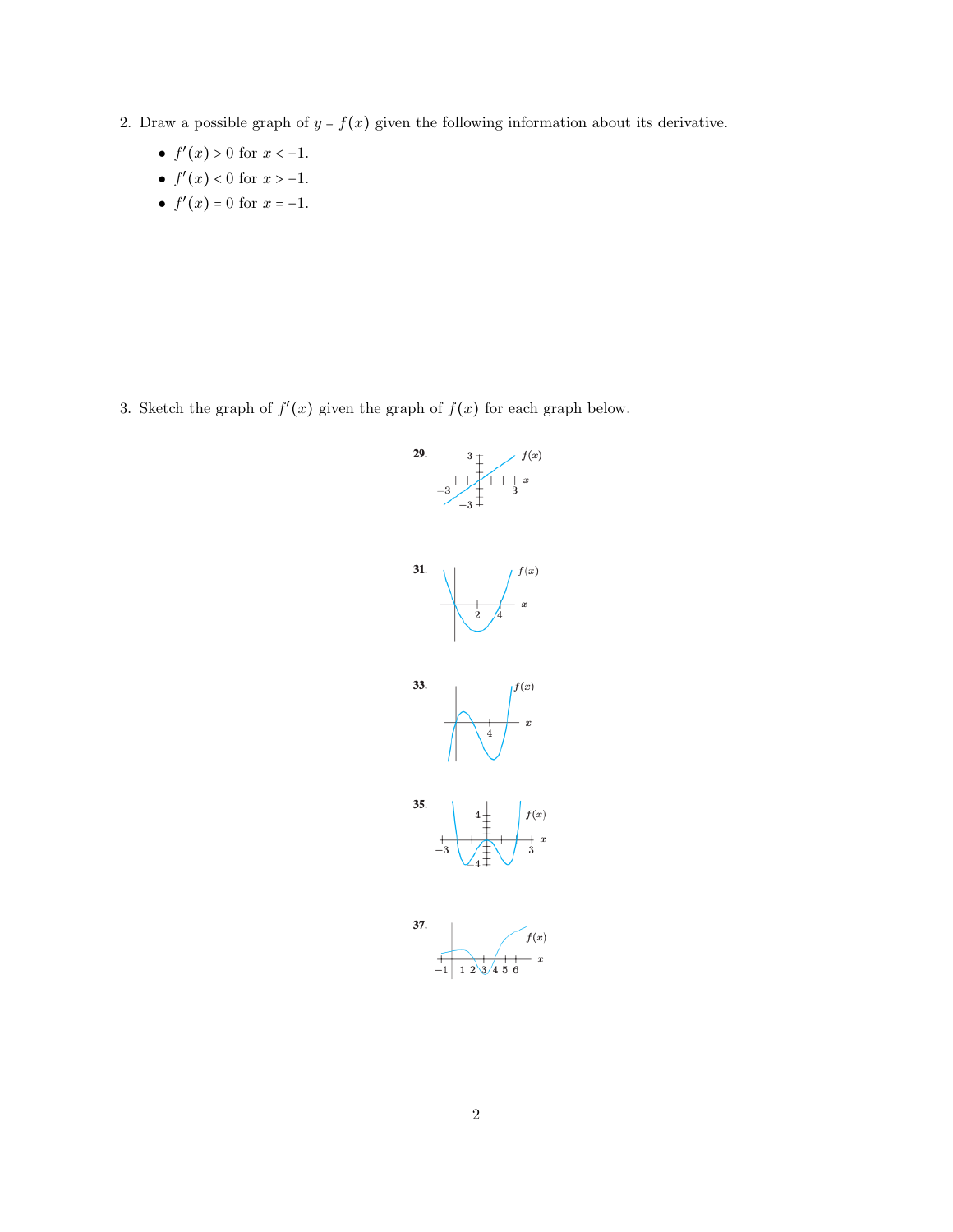2. Draw a possible graph of $y = f(x)$ given the following information about its derivative.

   - $f'(x) > 0$ for $x < -1$.
   - $f'(x) < 0$ for $x > -1$.
   - $f'(x) = 0$ for $x = -1$.

3. Sketch the graph of $f'(x)$ given the graph of $f(x)$ for each graph below.

**29.**

**31.**

**33.**

**35.**

**37.**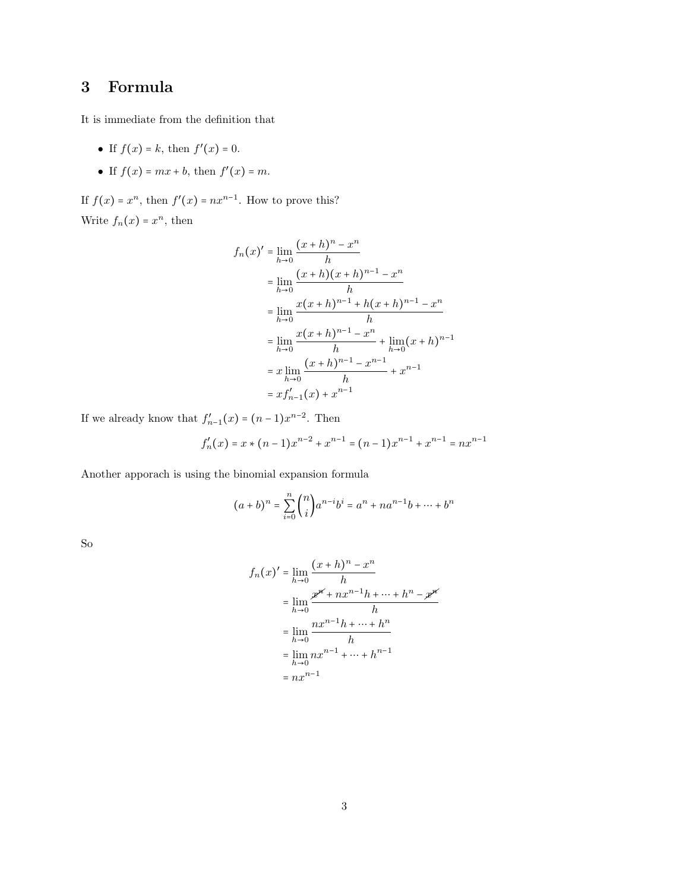## 3 Formula

It is immediate from the definition that

- If $f(x) = k$, then $f'(x) = 0$.
- If $f(x) = mx + b$, then $f'(x) = m$.

If $f(x) = x^n$, then $f'(x) = nx^{n-1}$. How to prove this?

Write $f_n(x) = x^n$, then

$$
\begin{aligned}
f_n(x)' &= \lim_{h \to 0} \frac{(x+h)^n - x^n}{h} \\
&= \lim_{h \to 0} \frac{(x+h)(x+h)^{n-1} - x^n}{h} \\
&= \lim_{h \to 0} \frac{x(x+h)^{n-1} + h(x+h)^{n-1} - x^n}{h} \\
&= \lim_{h \to 0} \frac{x(x+h)^{n-1} - x^n}{h} + \lim_{h \to 0} (x+h)^{n-1} \\
&= x \lim_{h \to 0} \frac{(x+h)^{n-1} - x^{n-1}}{h} + x^{n-1} \\
&= x f'_{n-1}(x) + x^{n-1}
\end{aligned}
$$

If we already know that $f'_{n-1}(x) = (n-1)x^{n-2}$. Then

$$
f'_n(x) = x * (n-1)x^{n-2} + x^{n-1} = (n-1)x^{n-1} + x^{n-1} = nx^{n-1}
$$

Another apporach is using the binomial expansion formula

$$
(a+b)^n = \sum_{i=0}^{n} \binom{n}{i} a^{n-i} b^i = a^n + na^{n-1}b + \cdots + b^n
$$

So

$$
\begin{aligned}
f_n(x)' &= \lim_{h \to 0} \frac{(x+h)^n - x^n}{h} \\
&= \lim_{h \to 0} \frac{\cancel{x^n} + nx^{n-1}h + \cdots + h^n - \cancel{x^n}}{h} \\
&= \lim_{h \to 0} \frac{nx^{n-1}h + \cdots + h^n}{h} \\
&= \lim_{h \to 0} nx^{n-1} + \cdots + h^{n-1} \\
&= nx^{n-1}
\end{aligned}
$$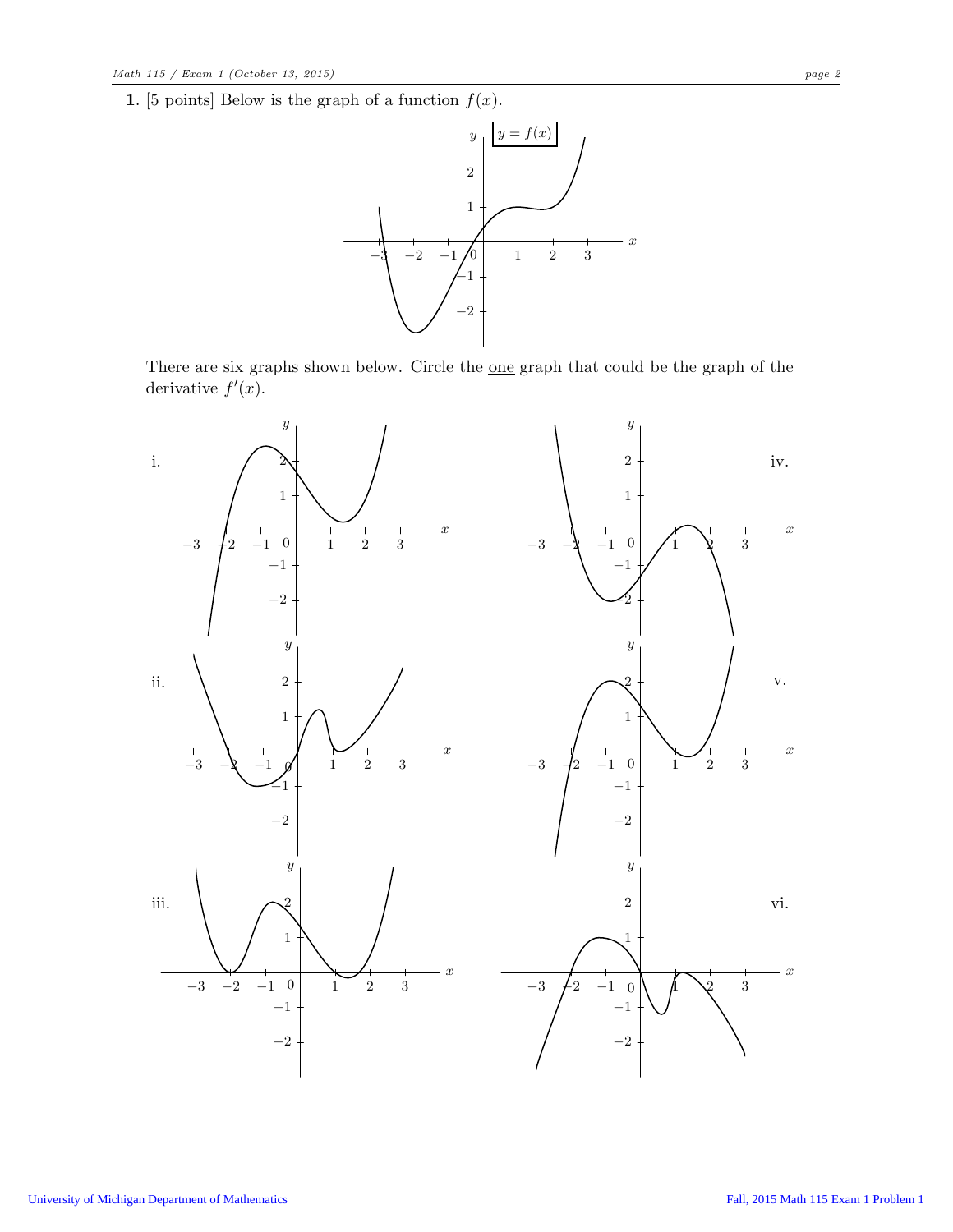**1**. [5 points] Below is the graph of a function $f(x)$.

There are six graphs shown below. Circle the one graph that could be the graph of the derivative $f'(x)$.

i.

ii.

iii.

iv.

v.

vi.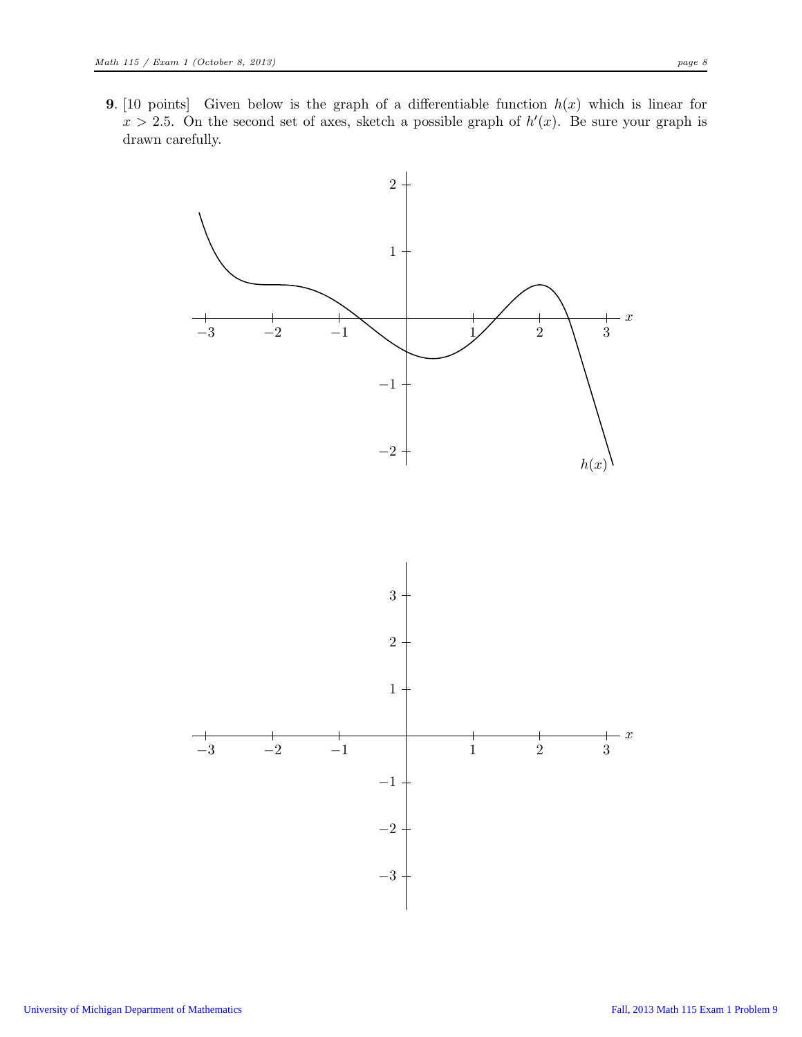**9**. [10 points] Given below is the graph of a differentiable function $h(x)$ which is linear for $x > 2.5$. On the second set of axes, sketch a possible graph of $h'(x)$. Be sure your graph is drawn carefully.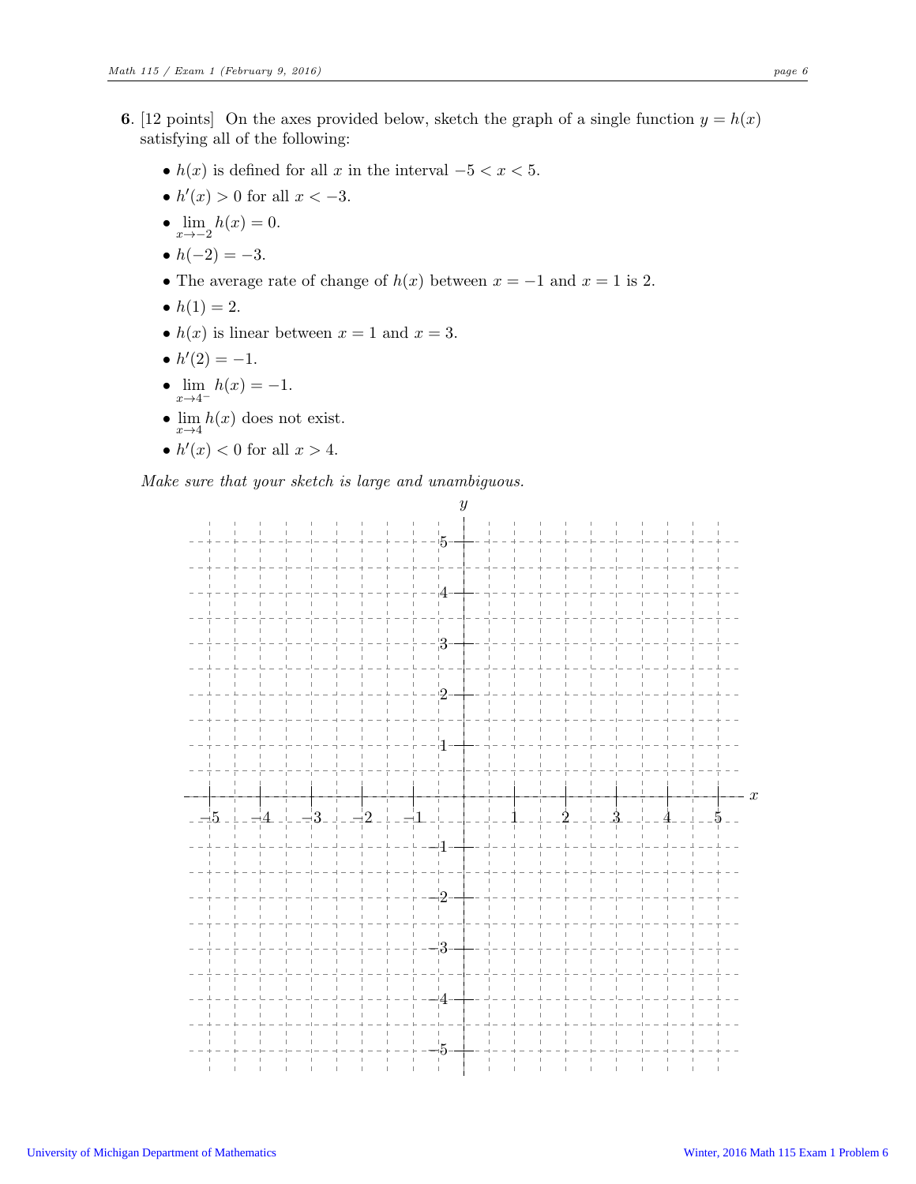**6**. [12 points] On the axes provided below, sketch the graph of a single function $y = h(x)$ satisfying all of the following:

- $h(x)$ is defined for all $x$ in the interval $-5 < x < 5$.
- $h'(x) > 0$ for all $x < -3$.
- $\lim_{x \to -2} h(x) = 0$.
- $h(-2) = -3$.
- The average rate of change of $h(x)$ between $x = -1$ and $x = 1$ is 2.
- $h(1) = 2$.
- $h(x)$ is linear between $x = 1$ and $x = 3$.
- $h'(2) = -1$.
- $\lim_{x \to 4^-} h(x) = -1$.
- $\lim_{x \to 4} h(x)$ does not exist.
- $h'(x) < 0$ for all $x > 4$.

*Make sure that your sketch is large and unambiguous.*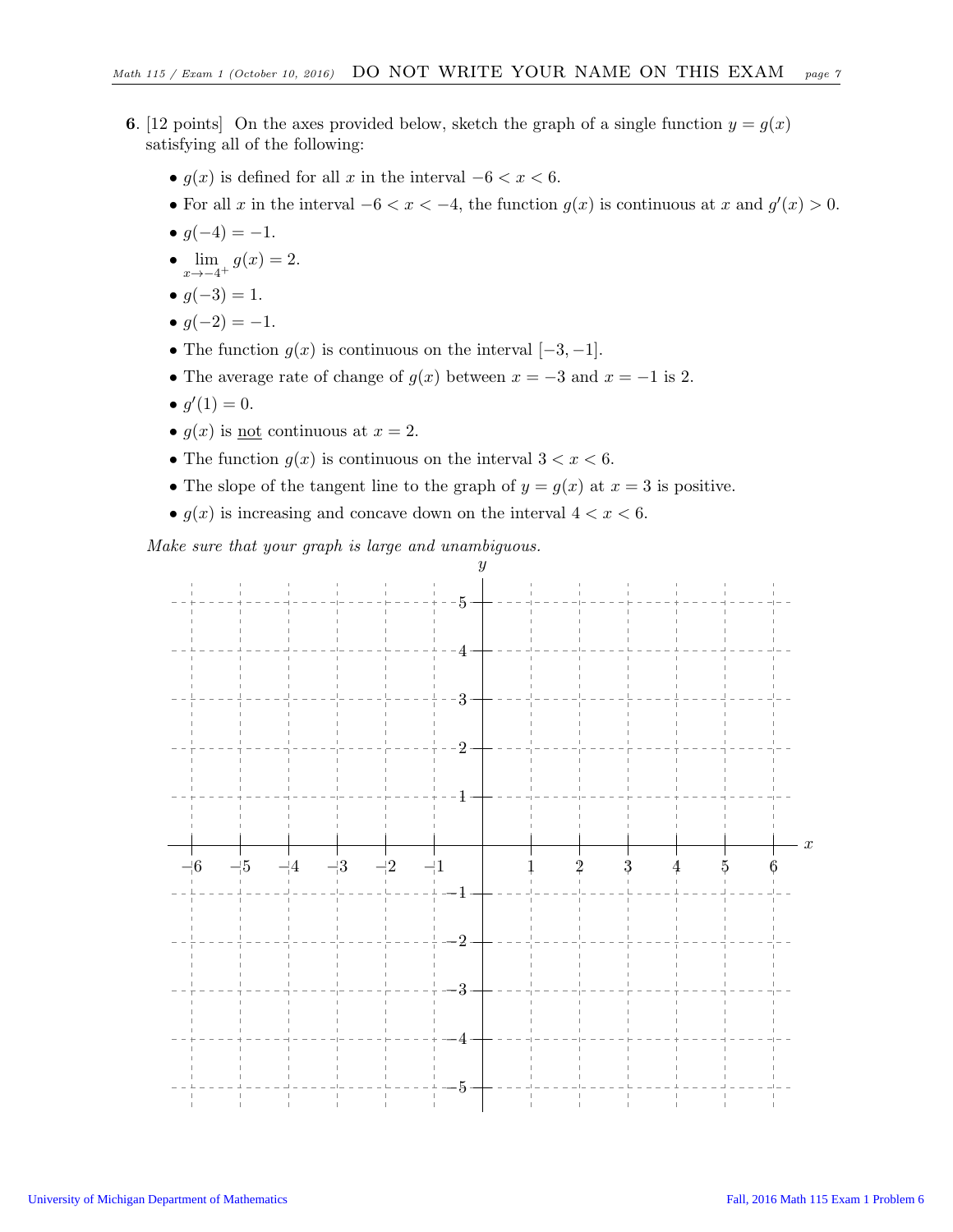**6**. [12 points] On the axes provided below, sketch the graph of a single function $y = g(x)$ satisfying all of the following:

- $g(x)$ is defined for all $x$ in the interval $-6 < x < 6$.
- For all $x$ in the interval $-6 < x < -4$, the function $g(x)$ is continuous at $x$ and $g'(x) > 0$.
- $g(-4) = -1$.
- $\lim_{x \to -4^+} g(x) = 2$.
- $g(-3) = 1$.
- $g(-2) = -1$.
- The function $g(x)$ is continuous on the interval $[-3, -1]$.
- The average rate of change of $g(x)$ between $x = -3$ and $x = -1$ is 2.
- $g'(1) = 0$.
- $g(x)$ is not continuous at $x = 2$.
- The function $g(x)$ is continuous on the interval $3 < x < 6$.
- The slope of the tangent line to the graph of $y = g(x)$ at $x = 3$ is positive.
- $g(x)$ is increasing and concave down on the interval $4 < x < 6$.

*Make sure that your graph is large and unambiguous.*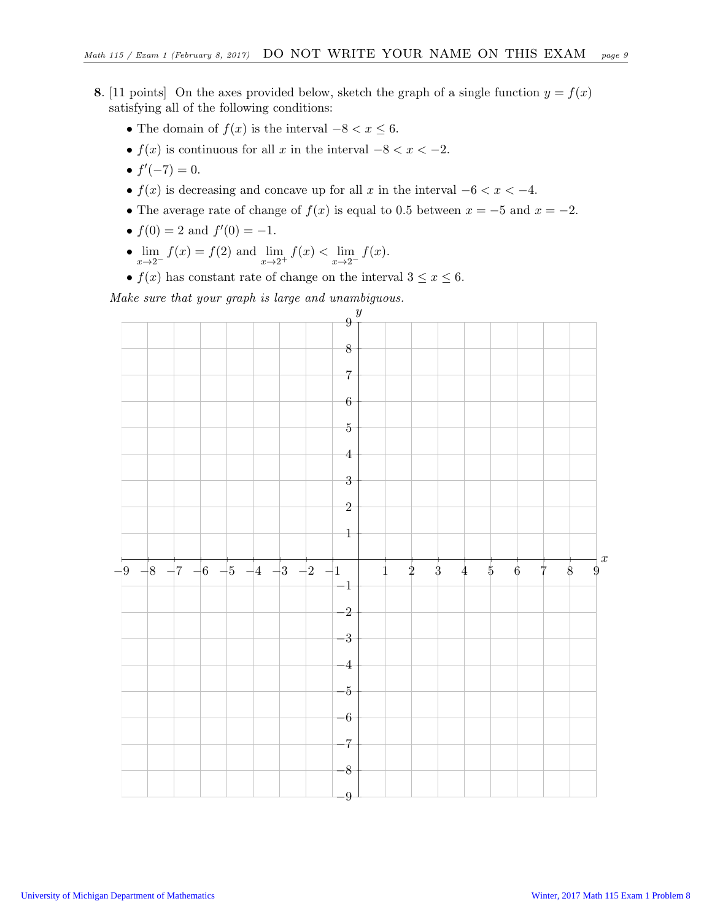**8.** [11 points] On the axes provided below, sketch the graph of a single function $y = f(x)$ satisfying all of the following conditions:

- The domain of $f(x)$ is the interval $-8 < x \leq 6$.
- $f(x)$ is continuous for all $x$ in the interval $-8 < x < -2$.
- $f'(-7) = 0$.
- $f(x)$ is decreasing and concave up for all $x$ in the interval $-6 < x < -4$.
- The average rate of change of $f(x)$ is equal to 0.5 between $x = -5$ and $x = -2$.
- $f(0) = 2$ and $f'(0) = -1$.
- $\lim_{x \to 2^-} f(x) = f(2)$ and $\lim_{x \to 2^+} f(x) < \lim_{x \to 2^-} f(x)$.
- $f(x)$ has constant rate of change on the interval $3 \leq x \leq 6$.

*Make sure that your graph is large and unambiguous.*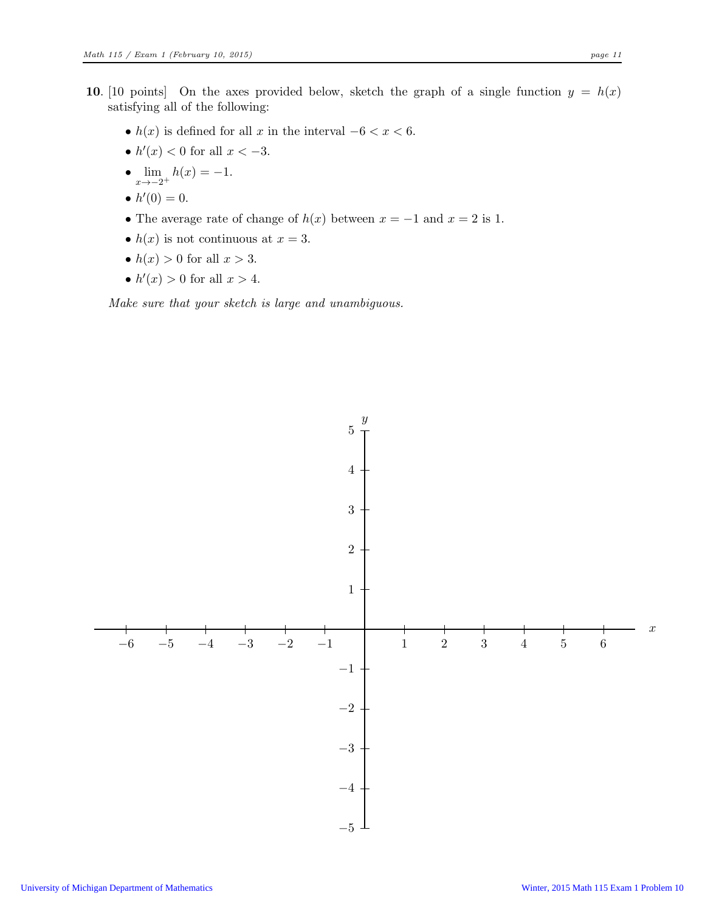**10**. [10 points] On the axes provided below, sketch the graph of a single function $y = h(x)$ satisfying all of the following:

- $h(x)$ is defined for all $x$ in the interval $-6 < x < 6$.
- $h'(x) < 0$ for all $x < -3$.
- $\lim_{x \to -2^+} h(x) = -1$.
- $h'(0) = 0$.
- The average rate of change of $h(x)$ between $x = -1$ and $x = 2$ is 1.
- $h(x)$ is not continuous at $x = 3$.
- $h(x) > 0$ for all $x > 3$.
- $h'(x) > 0$ for all $x > 4$.

*Make sure that your sketch is large and unambiguous.*

y

5
4
3
2
1
−6 −5 −4 −3 −2 −1 1 2 3 4 5 6
x
−1
−2
−3
−4
−5